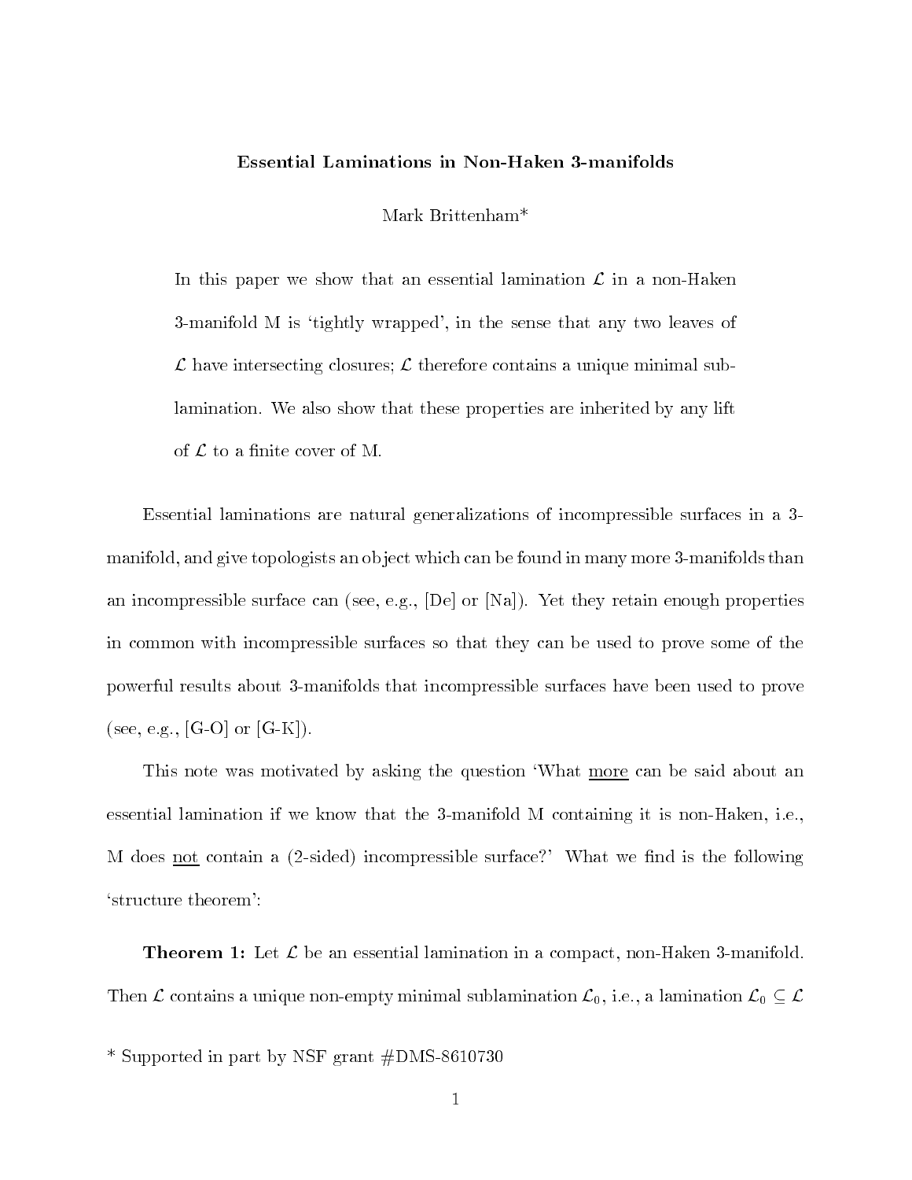# Essential Laminations in Non-Haken 3-manifolds

Mark Brittenham*

> In this paper we show that an essential lamination $\mathcal{L}$ in a non-Haken 3-manifold M is 'tightly wrapped', in the sense that any two leaves of $\mathcal{L}$ have intersecting closures; $\mathcal{L}$ therefore contains a unique minimal sublamination. We also show that these properties are inherited by any lift of $\mathcal{L}$ to a finite cover of M.

Essential laminations are natural generalizations of incompressible surfaces in a 3-manifold, and give topologists an object which can be found in many more 3-manifolds than an incompressible surface can (see, e.g., [De] or [Na]). Yet they retain enough properties in common with incompressible surfaces so that they can be used to prove some of the powerful results about 3-manifolds that incompressible surfaces have been used to prove (see, e.g., [G-O] or [G-K]).

This note was motivated by asking the question 'What <u>more</u> can be said about an essential lamination if we know that the 3-manifold M containing it is non-Haken, i.e., M does <u>not</u> contain a (2-sided) incompressible surface?' What we find is the following 'structure theorem':

**Theorem 1:** Let $\mathcal{L}$ be an essential lamination in a compact, non-Haken 3-manifold. Then $\mathcal{L}$ contains a unique non-empty minimal sublamination $\mathcal{L}_0$, i.e., a lamination $\mathcal{L}_0 \subseteq \mathcal{L}$

\* Supported in part by NSF grant #DMS-8610730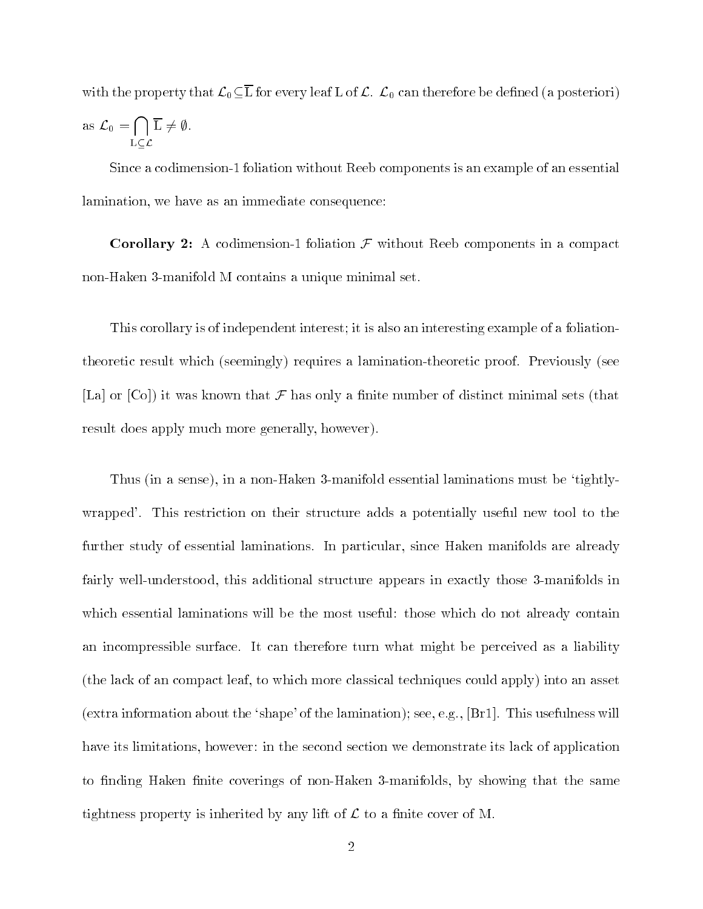with the property that $\mathcal{L}_0 \subseteq \overline{\mathrm{L}}$ for every leaf L of $\mathcal{L}$. $\mathcal{L}_0$ can therefore be defined (a posteriori) as $\mathcal{L}_0 = \bigcap_{\mathrm{L} \subseteq \mathcal{L}} \overline{\mathrm{L}} \neq \emptyset$.

Since a codimension-1 foliation without Reeb components is an example of an essential lamination, we have as an immediate consequence:

**Corollary 2:** A codimension-1 foliation $\mathcal{F}$ without Reeb components in a compact non-Haken 3-manifold M contains a unique minimal set.

This corollary is of independent interest; it is also an interesting example of a foliation-theoretic result which (seemingly) requires a lamination-theoretic proof. Previously (see [La] or [Co]) it was known that $\mathcal{F}$ has only a finite number of distinct minimal sets (that result does apply much more generally, however).

Thus (in a sense), in a non-Haken 3-manifold essential laminations must be 'tightly-wrapped'. This restriction on their structure adds a potentially useful new tool to the further study of essential laminations. In particular, since Haken manifolds are already fairly well-understood, this additional structure appears in exactly those 3-manifolds in which essential laminations will be the most useful: those which do not already contain an incompressible surface. It can therefore turn what might be perceived as a liability (the lack of an compact leaf, to which more classical techniques could apply) into an asset (extra information about the 'shape' of the lamination); see, e.g., [Br1]. This usefulness will have its limitations, however: in the second section we demonstrate its lack of application to finding Haken finite coverings of non-Haken 3-manifolds, by showing that the same tightness property is inherited by any lift of $\mathcal{L}$ to a finite cover of M.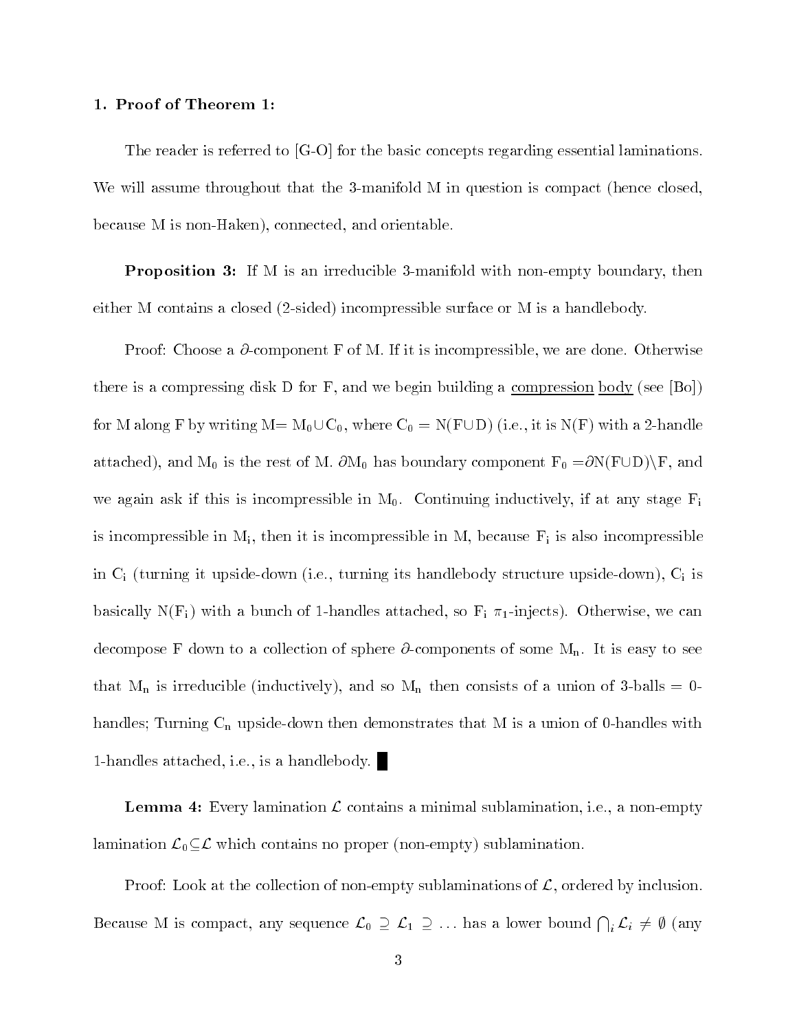## 1. Proof of Theorem 1:

The reader is referred to [G-O] for the basic concepts regarding essential laminations. We will assume throughout that the 3-manifold M in question is compact (hence closed, because M is non-Haken), connected, and orientable.

**Proposition 3:** If M is an irreducible 3-manifold with non-empty boundary, then either M contains a closed (2-sided) incompressible surface or M is a handlebody.

Proof: Choose a $\partial$-component F of M. If it is incompressible, we are done. Otherwise there is a compressing disk D for F, and we begin building a compression body (see [Bo]) for M along F by writing M= $M_0 \cup C_0$, where $C_0$ = N(F$\cup$D) (i.e., it is N(F) with a 2-handle attached), and $M_0$ is the rest of M. $\partial M_0$ has boundary component $F_0$ =$\partial$N(F$\cup$D)$\setminus$F, and we again ask if this is incompressible in $M_0$. Continuing inductively, if at any stage $F_i$ is incompressible in $M_i$, then it is incompressible in M, because $F_i$ is also incompressible in $C_i$ (turning it upside-down (i.e., turning its handlebody structure upside-down), $C_i$ is basically N($F_i$) with a bunch of 1-handles attached, so $F_i$ $\pi_1$-injects). Otherwise, we can decompose F down to a collection of sphere $\partial$-components of some $M_n$. It is easy to see that $M_n$ is irreducible (inductively), and so $M_n$ then consists of a union of 3-balls = 0-handles; Turning $C_n$ upside-down then demonstrates that M is a union of 0-handles with 1-handles attached, i.e., is a handlebody. ∎

**Lemma 4:** Every lamination $\mathcal{L}$ contains a minimal sublamination, i.e., a non-empty lamination $\mathcal{L}_0 \subseteq \mathcal{L}$ which contains no proper (non-empty) sublamination.

Proof: Look at the collection of non-empty sublaminations of $\mathcal{L}$, ordered by inclusion. Because M is compact, any sequence $\mathcal{L}_0 \supseteq \mathcal{L}_1 \supseteq \ldots$ has a lower bound $\bigcap_i \mathcal{L}_i \neq \emptyset$ (any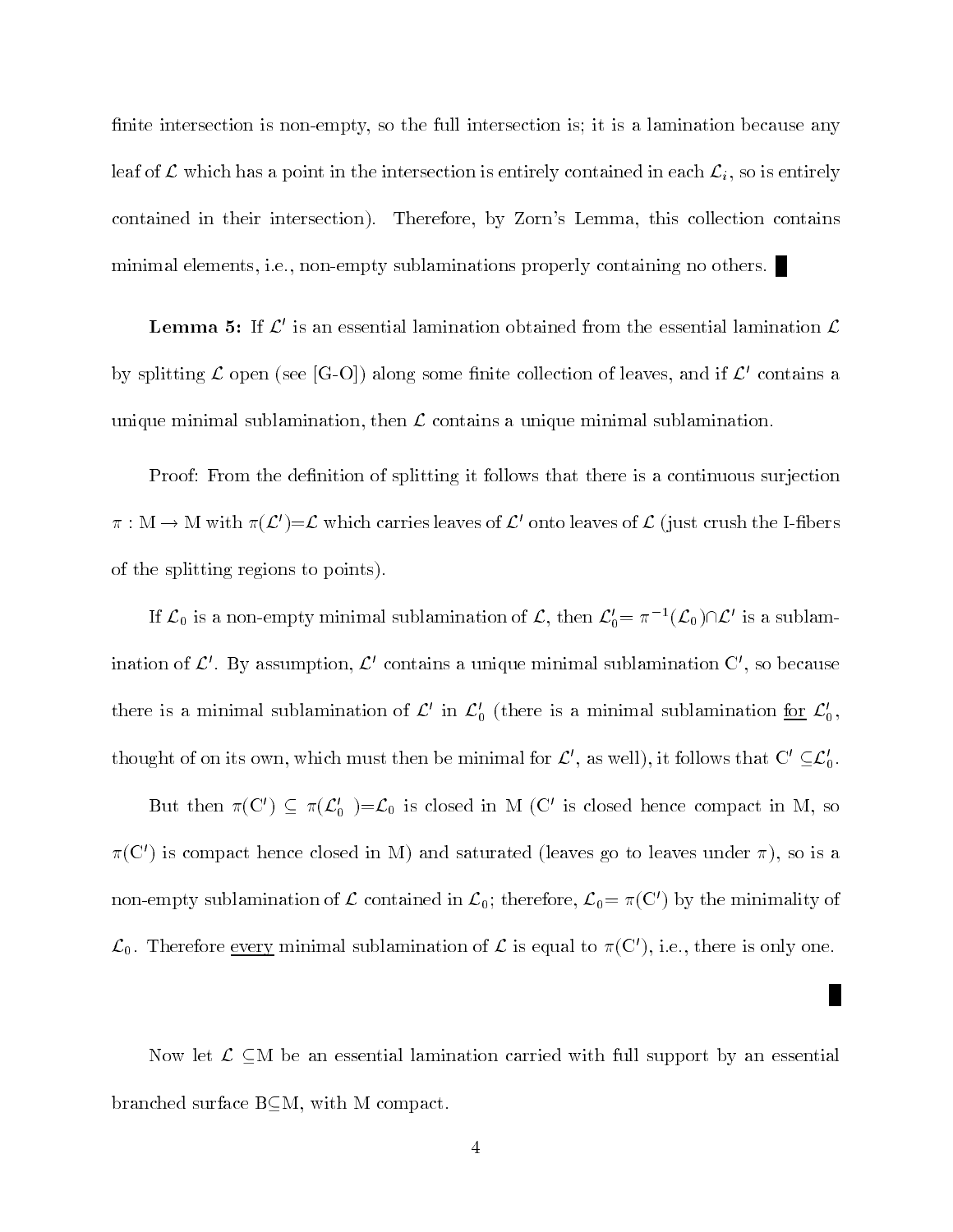finite intersection is non-empty, so the full intersection is; it is a lamination because any leaf of $\mathcal{L}$ which has a point in the intersection is entirely contained in each $\mathcal{L}_i$, so is entirely contained in their intersection). Therefore, by Zorn's Lemma, this collection contains minimal elements, i.e., non-empty sublaminations properly containing no others. ∎

**Lemma 5:** If $\mathcal{L}'$ is an essential lamination obtained from the essential lamination $\mathcal{L}$ by splitting $\mathcal{L}$ open (see [G-O]) along some finite collection of leaves, and if $\mathcal{L}'$ contains a unique minimal sublamination, then $\mathcal{L}$ contains a unique minimal sublamination.

Proof: From the definition of splitting it follows that there is a continuous surjection $\pi : \mathrm{M} \to \mathrm{M}$ with $\pi(\mathcal{L}')=\mathcal{L}$ which carries leaves of $\mathcal{L}'$ onto leaves of $\mathcal{L}$ (just crush the I-fibers of the splitting regions to points).

If $\mathcal{L}_0$ is a non-empty minimal sublamination of $\mathcal{L}$, then $\mathcal{L}_0'= \pi^{-1}(\mathcal{L}_0)\cap\mathcal{L}'$ is a sublamination of $\mathcal{L}'$. By assumption, $\mathcal{L}'$ contains a unique minimal sublamination $\mathrm{C}'$, so because there is a minimal sublamination of $\mathcal{L}'$ in $\mathcal{L}_0'$ (there is a minimal sublamination <u>for</u> $\mathcal{L}_0'$, thought of on its own, which must then be minimal for $\mathcal{L}'$, as well), it follows that $\mathrm{C}' \subseteq\mathcal{L}_0'$.

But then $\pi(\mathrm{C}') \subseteq \pi(\mathcal{L}_0')=\mathcal{L}_0$ is closed in M ($\mathrm{C}'$ is closed hence compact in M, so $\pi(\mathrm{C}')$ is compact hence closed in M) and saturated (leaves go to leaves under $\pi$), so is a non-empty sublamination of $\mathcal{L}$ contained in $\mathcal{L}_0$; therefore, $\mathcal{L}_0= \pi(\mathrm{C}')$ by the minimality of $\mathcal{L}_0$. Therefore <u>every</u> minimal sublamination of $\mathcal{L}$ is equal to $\pi(\mathrm{C}')$, i.e., there is only one.

∎

Now let $\mathcal{L} \subseteq\mathrm{M}$ be an essential lamination carried with full support by an essential branched surface $\mathrm{B}\subseteq\mathrm{M}$, with M compact.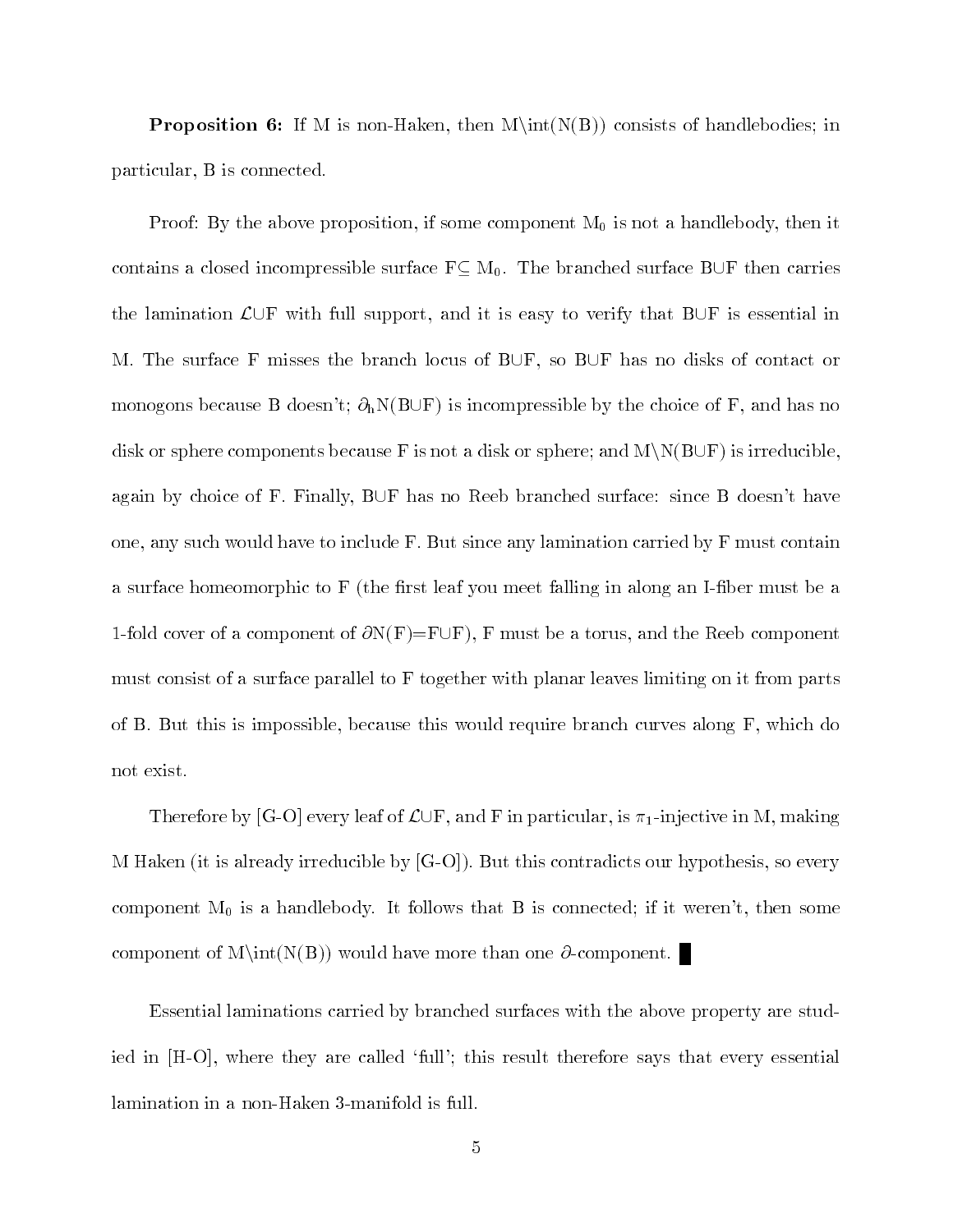**Proposition 6:** If M is non-Haken, then M\int(N(B)) consists of handlebodies; in particular, B is connected.

Proof: By the above proposition, if some component $M_0$ is not a handlebody, then it contains a closed incompressible surface $F \subseteq M_0$. The branched surface B∪F then carries the lamination $\mathcal{L}$∪F with full support, and it is easy to verify that B∪F is essential in M. The surface F misses the branch locus of B∪F, so B∪F has no disks of contact or monogons because B doesn't; $\partial_h$N(B∪F) is incompressible by the choice of F, and has no disk or sphere components because F is not a disk or sphere; and M\N(B∪F) is irreducible, again by choice of F. Finally, B∪F has no Reeb branched surface: since B doesn't have one, any such would have to include F. But since any lamination carried by F must contain a surface homeomorphic to F (the first leaf you meet falling in along an I-fiber must be a 1-fold cover of a component of $\partial$N(F)=F∪F), F must be a torus, and the Reeb component must consist of a surface parallel to F together with planar leaves limiting on it from parts of B. But this is impossible, because this would require branch curves along F, which do not exist.

Therefore by [G-O] every leaf of $\mathcal{L}$∪F, and F in particular, is $\pi_1$-injective in M, making M Haken (it is already irreducible by [G-O]). But this contradicts our hypothesis, so every component $M_0$ is a handlebody. It follows that B is connected; if it weren't, then some component of M\int(N(B)) would have more than one $\partial$-component. ∎

Essential laminations carried by branched surfaces with the above property are studied in [H-O], where they are called 'full'; this result therefore says that every essential lamination in a non-Haken 3-manifold is full.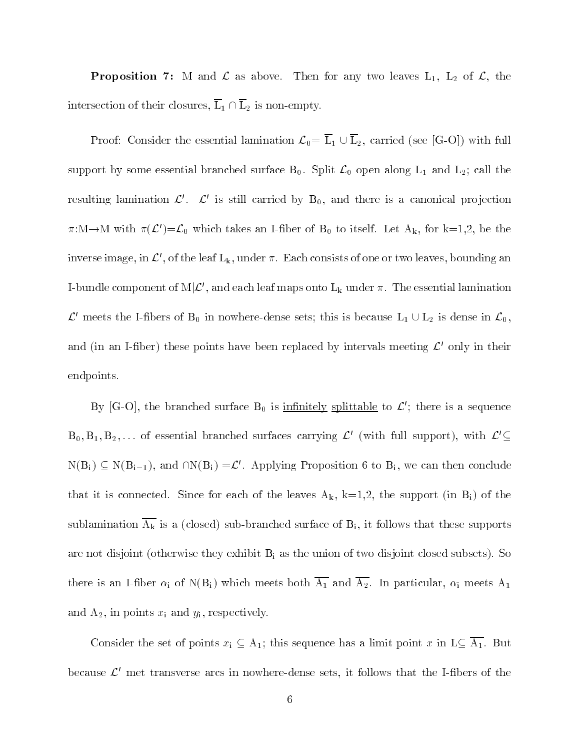**Proposition 7:** M and $\mathcal{L}$ as above. Then for any two leaves $L_1$, $L_2$ of $\mathcal{L}$, the intersection of their closures, $\overline{L_1} \cap \overline{L_2}$ is non-empty.

Proof: Consider the essential lamination $\mathcal{L}_0 = \overline{L_1} \cup \overline{L_2}$, carried (see [G-O]) with full support by some essential branched surface $B_0$. Split $\mathcal{L}_0$ open along $L_1$ and $L_2$; call the resulting lamination $\mathcal{L}'$. $\mathcal{L}'$ is still carried by $B_0$, and there is a canonical projection $\pi$:M$\to$M with $\pi(\mathcal{L}')=\mathcal{L}_0$ which takes an I-fiber of $B_0$ to itself. Let $A_k$, for k=1,2, be the inverse image, in $\mathcal{L}'$, of the leaf $L_k$, under $\pi$. Each consists of one or two leaves, bounding an I-bundle component of M$|\mathcal{L}'$, and each leaf maps onto $L_k$ under $\pi$. The essential lamination $\mathcal{L}'$ meets the I-fibers of $B_0$ in nowhere-dense sets; this is because $L_1 \cup L_2$ is dense in $\mathcal{L}_0$, and (in an I-fiber) these points have been replaced by intervals meeting $\mathcal{L}'$ only in their endpoints.

By [G-O], the branched surface $B_0$ is <u>infinitely</u> <u>splittable</u> to $\mathcal{L}'$; there is a sequence $B_0, B_1, B_2, \ldots$ of essential branched surfaces carrying $\mathcal{L}'$ (with full support), with $\mathcal{L}' \subseteq N(B_i) \subseteq N(B_{i-1})$, and $\cap N(B_i) = \mathcal{L}'$. Applying Proposition 6 to $B_i$, we can then conclude that it is connected. Since for each of the leaves $A_k$, k=1,2, the support (in $B_i$) of the sublamination $\overline{A_k}$ is a (closed) sub-branched surface of $B_i$, it follows that these supports are not disjoint (otherwise they exhibit $B_i$ as the union of two disjoint closed subsets). So there is an I-fiber $\alpha_i$ of $N(B_i)$ which meets both $\overline{A_1}$ and $\overline{A_2}$. In particular, $\alpha_i$ meets $A_1$ and $A_2$, in points $x_i$ and $y_i$, respectively.

Consider the set of points $x_i \subseteq A_1$; this sequence has a limit point $x$ in L$\subseteq \overline{A_1}$. But because $\mathcal{L}'$ met transverse arcs in nowhere-dense sets, it follows that the I-fibers of the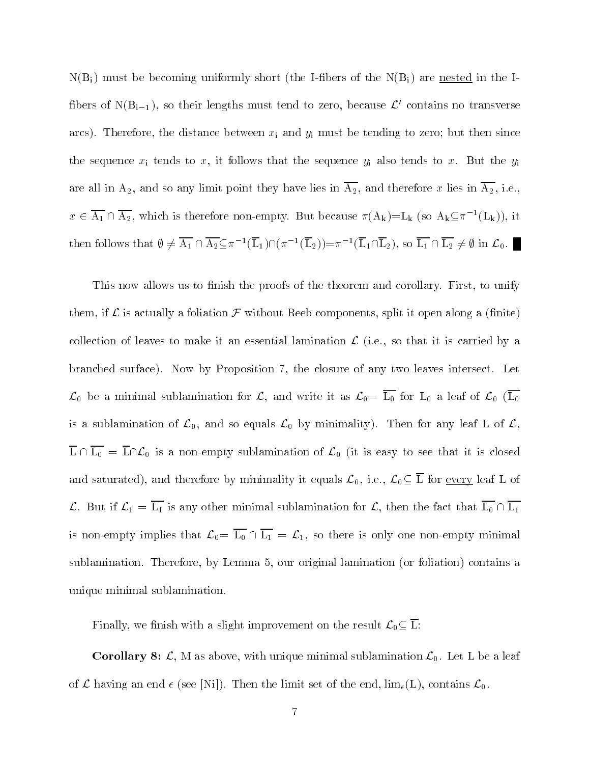$N(B_i)$ must be becoming uniformly short (the I-fibers of the $N(B_i)$ are <u>nested</u> in the I-fibers of $N(B_{i-1})$, so their lengths must tend to zero, because $\mathcal{L}'$ contains no transverse arcs). Therefore, the distance between $x_i$ and $y_i$ must be tending to zero; but then since the sequence $x_i$ tends to $x$, it follows that the sequence $y_i$ also tends to $x$. But the $y_i$ are all in $A_2$, and so any limit point they have lies in $\overline{A_2}$, and therefore $x$ lies in $\overline{A_2}$, i.e., $x \in \overline{A_1} \cap \overline{A_2}$, which is therefore non-empty. But because $\pi(A_k)=L_k$ (so $A_k \subseteq \pi^{-1}(L_k)$), it then follows that $\emptyset \neq \overline{A_1} \cap \overline{A_2} \subseteq \pi^{-1}(\overline{L}_1) \cap (\pi^{-1}(\overline{L}_2)) = \pi^{-1}(\overline{L}_1 \cap \overline{L}_2)$, so $\overline{L_1} \cap \overline{L_2} \neq \emptyset$ in $\mathcal{L}_0$. ∎

This now allows us to finish the proofs of the theorem and corollary. First, to unify them, if $\mathcal{L}$ is actually a foliation $\mathcal{F}$ without Reeb components, split it open along a (finite) collection of leaves to make it an essential lamination $\mathcal{L}$ (i.e., so that it is carried by a branched surface). Now by Proposition 7, the closure of any two leaves intersect. Let $\mathcal{L}_0$ be a minimal sublamination for $\mathcal{L}$, and write it as $\mathcal{L}_0 = \overline{L_0}$ for $L_0$ a leaf of $\mathcal{L}_0$ ($\overline{L_0}$ is a sublamination of $\mathcal{L}_0$, and so equals $\mathcal{L}_0$ by minimality). Then for any leaf L of $\mathcal{L}$, $\overline{L} \cap \overline{L_0} = \overline{L} \cap \mathcal{L}_0$ is a non-empty sublamination of $\mathcal{L}_0$ (it is easy to see that it is closed and saturated), and therefore by minimality it equals $\mathcal{L}_0$, i.e., $\mathcal{L}_0 \subseteq \overline{L}$ for <u>every</u> leaf L of $\mathcal{L}$. But if $\mathcal{L}_1 = \overline{L_1}$ is any other minimal sublamination for $\mathcal{L}$, then the fact that $\overline{L_0} \cap \overline{L_1}$ is non-empty implies that $\mathcal{L}_0 = \overline{L_0} \cap \overline{L_1} = \mathcal{L}_1$, so there is only one non-empty minimal sublamination. Therefore, by Lemma 5, our original lamination (or foliation) contains a unique minimal sublamination.

Finally, we finish with a slight improvement on the result $\mathcal{L}_0 \subseteq \overline{L}$:

**Corollary 8:** $\mathcal{L}$, M as above, with unique minimal sublamination $\mathcal{L}_0$. Let L be a leaf of $\mathcal{L}$ having an end $\epsilon$ (see [Ni]). Then the limit set of the end, $\lim_\epsilon(L)$, contains $\mathcal{L}_0$.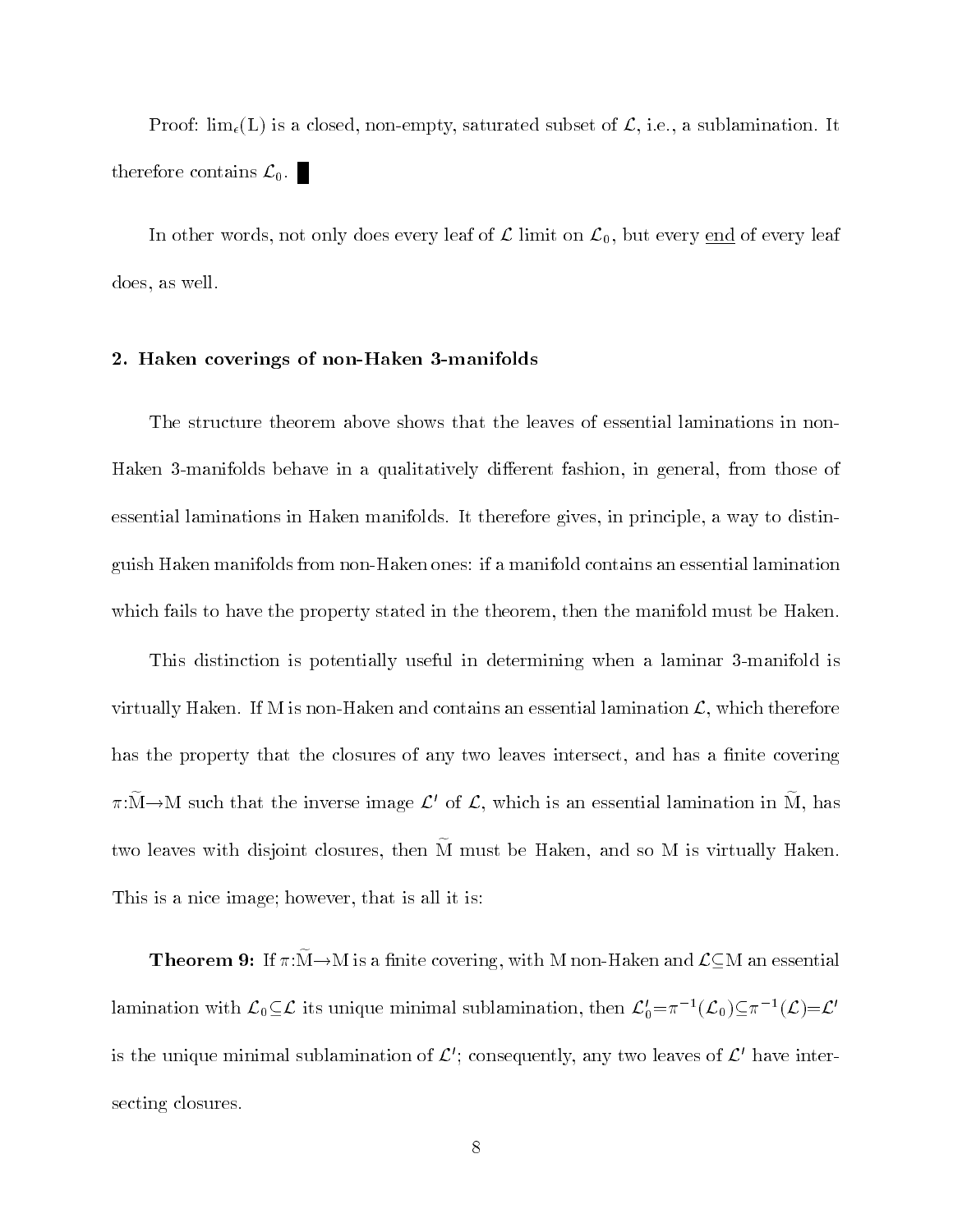Proof: $\lim_\epsilon(L)$ is a closed, non-empty, saturated subset of $\mathcal{L}$, i.e., a sublamination. It therefore contains $\mathcal{L}_0$. ∎

In other words, not only does every leaf of $\mathcal{L}$ limit on $\mathcal{L}_0$, but every end of every leaf does, as well.

## 2. Haken coverings of non-Haken 3-manifolds

The structure theorem above shows that the leaves of essential laminations in non-Haken 3-manifolds behave in a qualitatively different fashion, in general, from those of essential laminations in Haken manifolds. It therefore gives, in principle, a way to distinguish Haken manifolds from non-Haken ones: if a manifold contains an essential lamination which fails to have the property stated in the theorem, then the manifold must be Haken.

This distinction is potentially useful in determining when a laminar 3-manifold is virtually Haken. If M is non-Haken and contains an essential lamination $\mathcal{L}$, which therefore has the property that the closures of any two leaves intersect, and has a finite covering $\pi:\widetilde{M}\to M$ such that the inverse image $\mathcal{L}'$ of $\mathcal{L}$, which is an essential lamination in $\widetilde{M}$, has two leaves with disjoint closures, then $\widetilde{M}$ must be Haken, and so M is virtually Haken. This is a nice image; however, that is all it is:

**Theorem 9:** If $\pi:\widetilde{M}\to M$ is a finite covering, with M non-Haken and $\mathcal{L}\subseteq M$ an essential lamination with $\mathcal{L}_0\subseteq\mathcal{L}$ its unique minimal sublamination, then $\mathcal{L}_0'=\pi^{-1}(\mathcal{L}_0)\subseteq\pi^{-1}(\mathcal{L})=\mathcal{L}'$ is the unique minimal sublamination of $\mathcal{L}'$; consequently, any two leaves of $\mathcal{L}'$ have intersecting closures.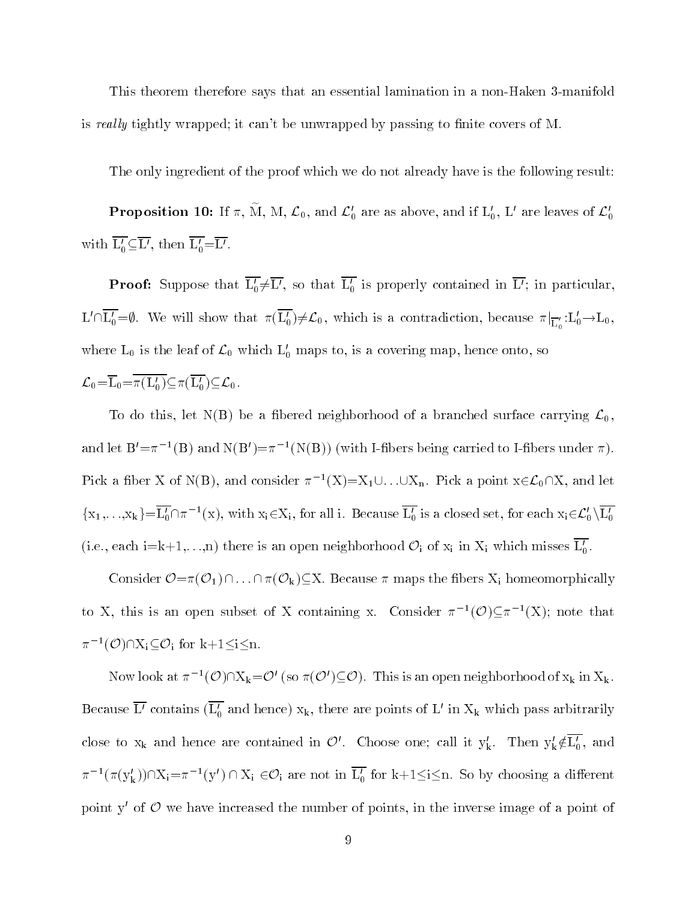This theorem therefore says that an essential lamination in a non-Haken 3-manifold is *really* tightly wrapped; it can't be unwrapped by passing to finite covers of M.

The only ingredient of the proof which we do not already have is the following result:

**Proposition 10:** If $\pi$, $\widetilde{M}$, M, $\mathcal{L}_0$, and $\mathcal{L}_0'$ are as above, and if $L_0'$, $L'$ are leaves of $\mathcal{L}_0'$ with $\overline{L_0'}\subseteq\overline{L'}$, then $\overline{L_0'}=\overline{L'}$.

**Proof:** Suppose that $\overline{L_0'}\neq\overline{L'}$, so that $\overline{L_0'}$ is properly contained in $\overline{L'}$; in particular, $L'\cap\overline{L_0'}=\emptyset$. We will show that $\pi(\overline{L_0'})\neq\mathcal{L}_0$, which is a contradiction, because $\pi|_{\overline{L_0'}}:L_0'\to L_0$, where $L_0$ is the leaf of $\mathcal{L}_0$ which $L_0'$ maps to, is a covering map, hence onto, so $\mathcal{L}_0=\overline{L_0}=\overline{\pi(L_0')}\subseteq\pi(\overline{L_0'})\subseteq\mathcal{L}_0$.

To do this, let N(B) be a fibered neighborhood of a branched surface carrying $\mathcal{L}_0$, and let $B'=\pi^{-1}(B)$ and $N(B')=\pi^{-1}(N(B))$ (with I-fibers being carried to I-fibers under $\pi$). Pick a fiber X of N(B), and consider $\pi^{-1}(X)=X_1\cup\ldots\cup X_n$. Pick a point $x\in\mathcal{L}_0\cap X$, and let $\{x_1,\ldots,x_k\}=\overline{L_0'}\cap\pi^{-1}(x)$, with $x_i\in X_i$, for all i. Because $\overline{L_0'}$ is a closed set, for each $x_i\in\mathcal{L}_0'\setminus\overline{L_0'}$ (i.e., each $i=k+1,\ldots,n$) there is an open neighborhood $\mathcal{O}_i$ of $x_i$ in $X_i$ which misses $\overline{L_0'}$.

Consider $\mathcal{O}=\pi(\mathcal{O}_1)\cap\ldots\cap\pi(\mathcal{O}_k)\subseteq X$. Because $\pi$ maps the fibers $X_i$ homeomorphically to X, this is an open subset of X containing x. Consider $\pi^{-1}(\mathcal{O})\subseteq\pi^{-1}(X)$; note that $\pi^{-1}(\mathcal{O})\cap X_i\subseteq\mathcal{O}_i$ for $k+1\leq i\leq n$.

Now look at $\pi^{-1}(\mathcal{O})\cap X_k=\mathcal{O}'$ (so $\pi(\mathcal{O}')\subseteq\mathcal{O}$). This is an open neighborhood of $x_k$ in $X_k$. Because $\overline{L'}$ contains ($\overline{L_0'}$ and hence) $x_k$, there are points of $L'$ in $X_k$ which pass arbitrarily close to $x_k$ and hence are contained in $\mathcal{O}'$. Choose one; call it $y_k'$. Then $y_k'\notin\overline{L_0'}$, and $\pi^{-1}(\pi(y_k'))\cap X_i=\pi^{-1}(y')\cap X_i\in\mathcal{O}_i$ are not in $\overline{L_0'}$ for $k+1\leq i\leq n$. So by choosing a different point $y'$ of $\mathcal{O}$ we have increased the number of points, in the inverse image of a point of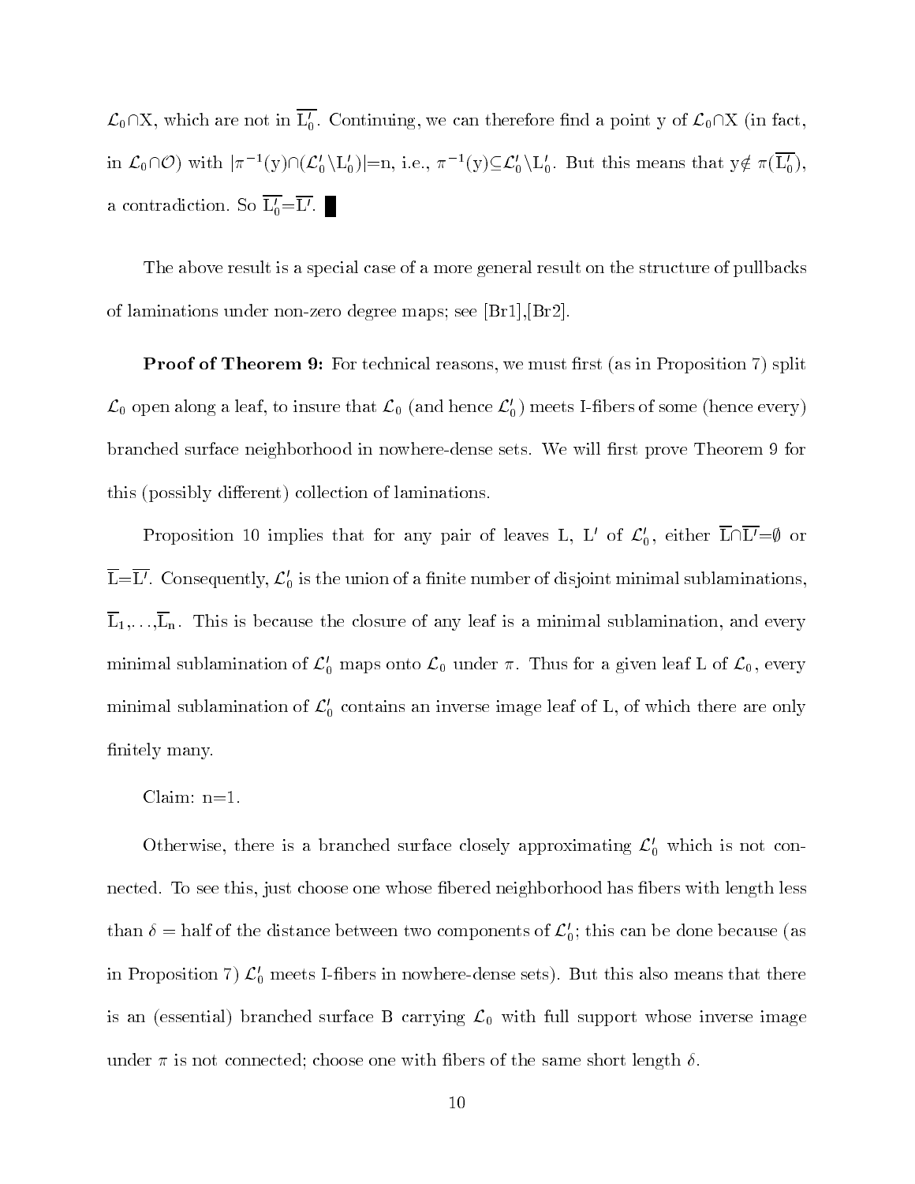$\mathcal{L}_0 \cap \mathrm{X}$, which are not in $\overline{\mathrm{L}'_0}$. Continuing, we can therefore find a point y of $\mathcal{L}_0 \cap \mathrm{X}$ (in fact, in $\mathcal{L}_0 \cap \mathcal{O}$) with $|\pi^{-1}(\mathrm{y}) \cap (\mathcal{L}'_0 \setminus \mathrm{L}'_0)| = \mathrm{n}$, i.e., $\pi^{-1}(\mathrm{y}) \subseteq \mathcal{L}'_0 \setminus \mathrm{L}'_0$. But this means that $\mathrm{y} \notin \pi(\overline{\mathrm{L}'_0})$, a contradiction. So $\overline{\mathrm{L}'_0} = \overline{\mathrm{L}'}$. ∎

The above result is a special case of a more general result on the structure of pullbacks of laminations under non-zero degree maps; see [Br1],[Br2].

**Proof of Theorem 9:** For technical reasons, we must first (as in Proposition 7) split $\mathcal{L}_0$ open along a leaf, to insure that $\mathcal{L}_0$ (and hence $\mathcal{L}'_0$) meets I-fibers of some (hence every) branched surface neighborhood in nowhere-dense sets. We will first prove Theorem 9 for this (possibly different) collection of laminations.

Proposition 10 implies that for any pair of leaves L, L$'$ of $\mathcal{L}'_0$, either $\overline{\mathrm{L}} \cap \overline{\mathrm{L}'} = \emptyset$ or $\overline{\mathrm{L}} = \overline{\mathrm{L}'}$. Consequently, $\mathcal{L}'_0$ is the union of a finite number of disjoint minimal sublaminations, $\overline{\mathrm{L}_1}, \ldots, \overline{\mathrm{L}_\mathrm{n}}$. This is because the closure of any leaf is a minimal sublamination, and every minimal sublamination of $\mathcal{L}'_0$ maps onto $\mathcal{L}_0$ under $\pi$. Thus for a given leaf L of $\mathcal{L}_0$, every minimal sublamination of $\mathcal{L}'_0$ contains an inverse image leaf of L, of which there are only finitely many.

Claim: n=1.

Otherwise, there is a branched surface closely approximating $\mathcal{L}'_0$ which is not connected. To see this, just choose one whose fibered neighborhood has fibers with length less than $\delta$ = half of the distance between two components of $\mathcal{L}'_0$; this can be done because (as in Proposition 7) $\mathcal{L}'_0$ meets I-fibers in nowhere-dense sets). But this also means that there is an (essential) branched surface B carrying $\mathcal{L}_0$ with full support whose inverse image under $\pi$ is not connected; choose one with fibers of the same short length $\delta$.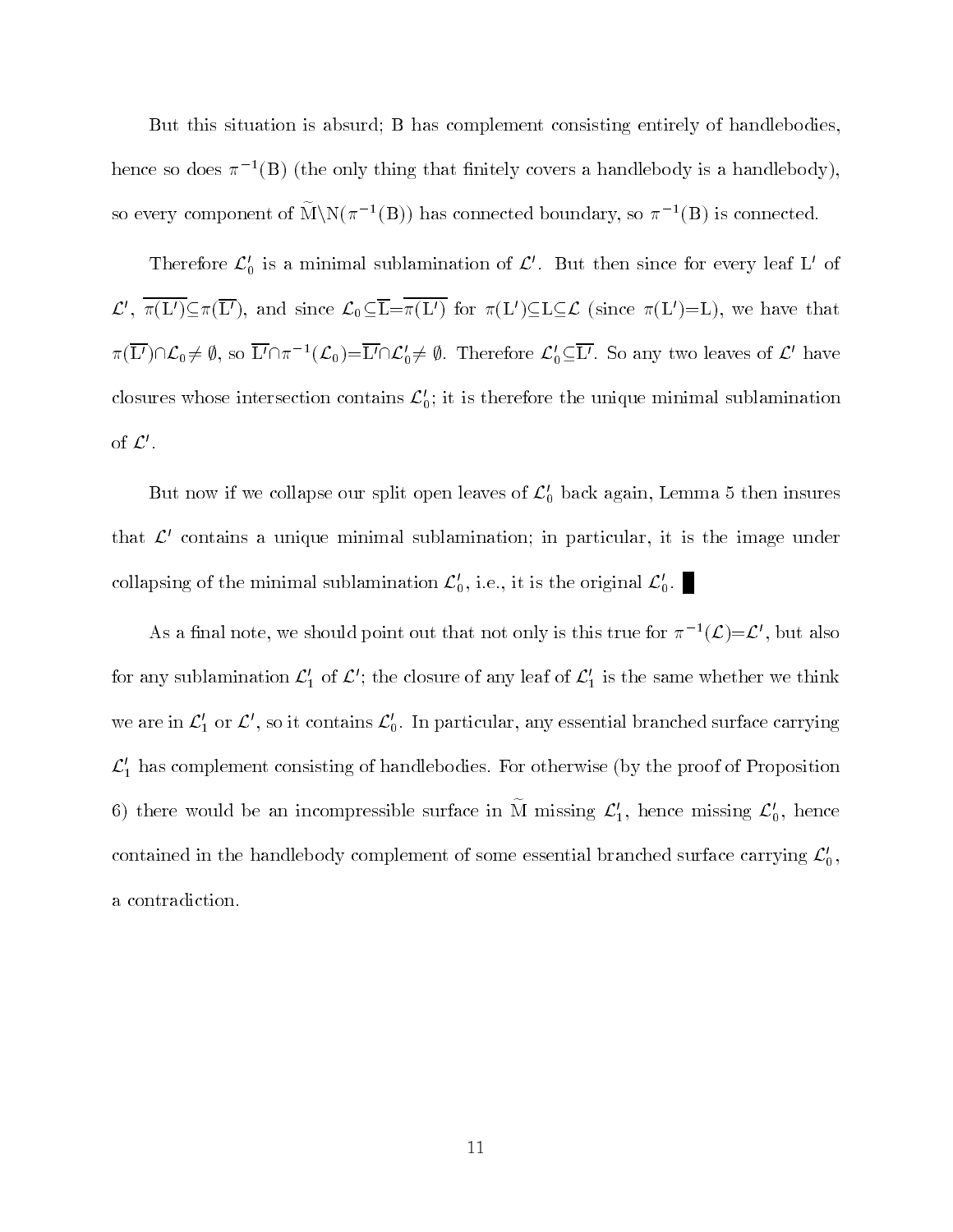But this situation is absurd; B has complement consisting entirely of handlebodies, hence so does $\pi^{-1}(\mathrm{B})$ (the only thing that finitely covers a handlebody is a handlebody), so every component of $\widetilde{\mathrm{M}}\backslash\mathrm{N}(\pi^{-1}(\mathrm{B}))$ has connected boundary, so $\pi^{-1}(\mathrm{B})$ is connected.

Therefore $\mathcal{L}_0'$ is a minimal sublamination of $\mathcal{L}'$. But then since for every leaf $\mathrm{L}'$ of $\mathcal{L}'$, $\overline{\pi(\mathrm{L}')}\subseteq\pi(\overline{\mathrm{L}'})$, and since $\mathcal{L}_0\subseteq\overline{\mathrm{L}}=\overline{\pi(\mathrm{L}')}$ for $\pi(\mathrm{L}')\subseteq\mathrm{L}\subseteq\mathcal{L}$ (since $\pi(\mathrm{L}')=\mathrm{L}$), we have that $\pi(\overline{\mathrm{L}'})\cap\mathcal{L}_0\neq\emptyset$, so $\overline{\mathrm{L}'}\cap\pi^{-1}(\mathcal{L}_0)=\overline{\mathrm{L}'}\cap\mathcal{L}_0'\neq\emptyset$. Therefore $\mathcal{L}_0'\subseteq\overline{\mathrm{L}'}$. So any two leaves of $\mathcal{L}'$ have closures whose intersection contains $\mathcal{L}_0'$; it is therefore the unique minimal sublamination of $\mathcal{L}'$.

But now if we collapse our split open leaves of $\mathcal{L}_0'$ back again, Lemma 5 then insures that $\mathcal{L}'$ contains a unique minimal sublamination; in particular, it is the image under collapsing of the minimal sublamination $\mathcal{L}_0'$, i.e., it is the original $\mathcal{L}_0'$. ∎

As a final note, we should point out that not only is this true for $\pi^{-1}(\mathcal{L})=\mathcal{L}'$, but also for any sublamination $\mathcal{L}_1'$ of $\mathcal{L}'$; the closure of any leaf of $\mathcal{L}_1'$ is the same whether we think we are in $\mathcal{L}_1'$ or $\mathcal{L}'$, so it contains $\mathcal{L}_0'$. In particular, any essential branched surface carrying $\mathcal{L}_1'$ has complement consisting of handlebodies. For otherwise (by the proof of Proposition 6) there would be an incompressible surface in $\widetilde{\mathrm{M}}$ missing $\mathcal{L}_1'$, hence missing $\mathcal{L}_0'$, hence contained in the handlebody complement of some essential branched surface carrying $\mathcal{L}_0'$, a contradiction.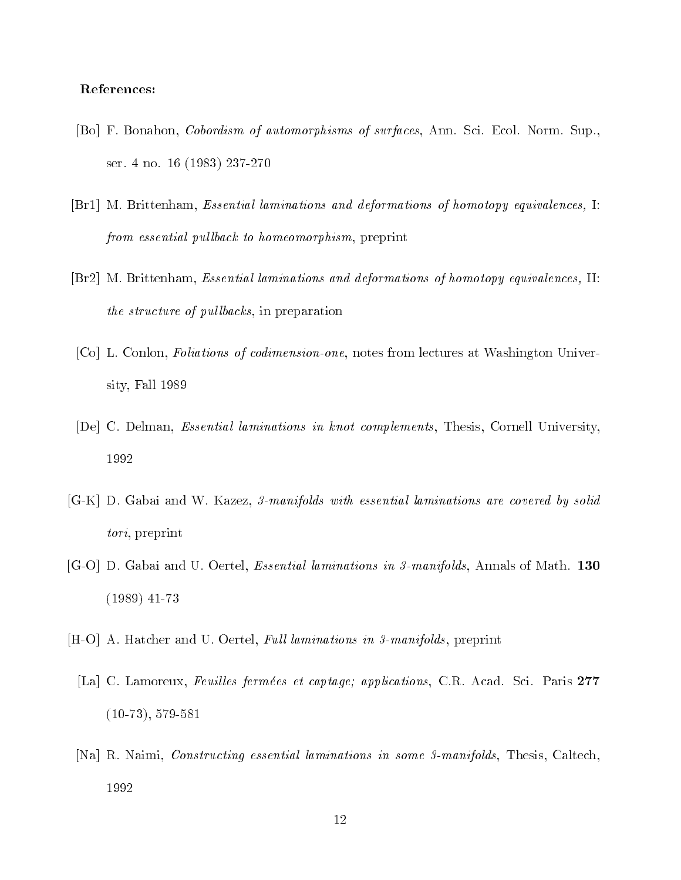**References:**

[Bo] F. Bonahon, *Cobordism of automorphisms of surfaces*, Ann. Sci. Ecol. Norm. Sup., ser. 4 no. 16 (1983) 237-270

[Br1] M. Brittenham, *Essential laminations and deformations of homotopy equivalences,* I: *from essential pullback to homeomorphism*, preprint

[Br2] M. Brittenham, *Essential laminations and deformations of homotopy equivalences,* II: *the structure of pullbacks*, in preparation

[Co] L. Conlon, *Foliations of codimension-one*, notes from lectures at Washington University, Fall 1989

[De] C. Delman, *Essential laminations in knot complements*, Thesis, Cornell University, 1992

[G-K] D. Gabai and W. Kazez, *3-manifolds with essential laminations are covered by solid tori*, preprint

[G-O] D. Gabai and U. Oertel, *Essential laminations in 3-manifolds*, Annals of Math. **130** (1989) 41-73

[H-O] A. Hatcher and U. Oertel, *Full laminations in 3-manifolds*, preprint

[La] C. Lamoreux, *Feuilles fermées et captage; applications*, C.R. Acad. Sci. Paris **277** (10-73), 579-581

[Na] R. Naimi, *Constructing essential laminations in some 3-manifolds*, Thesis, Caltech, 1992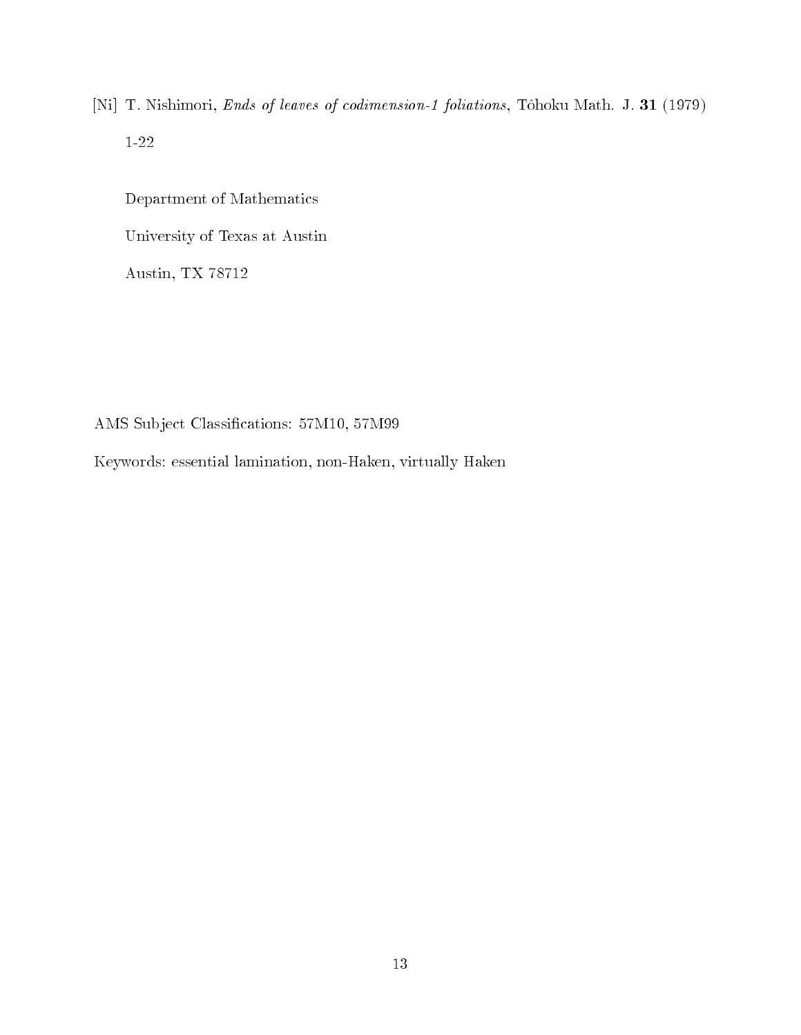[Ni] T. Nishimori, *Ends of leaves of codimension-1 foliations*, Tôhoku Math. J. **31** (1979) 1-22

Department of Mathematics

University of Texas at Austin

Austin, TX 78712

AMS Subject Classifications: 57M10, 57M99

Keywords: essential lamination, non-Haken, virtually Haken